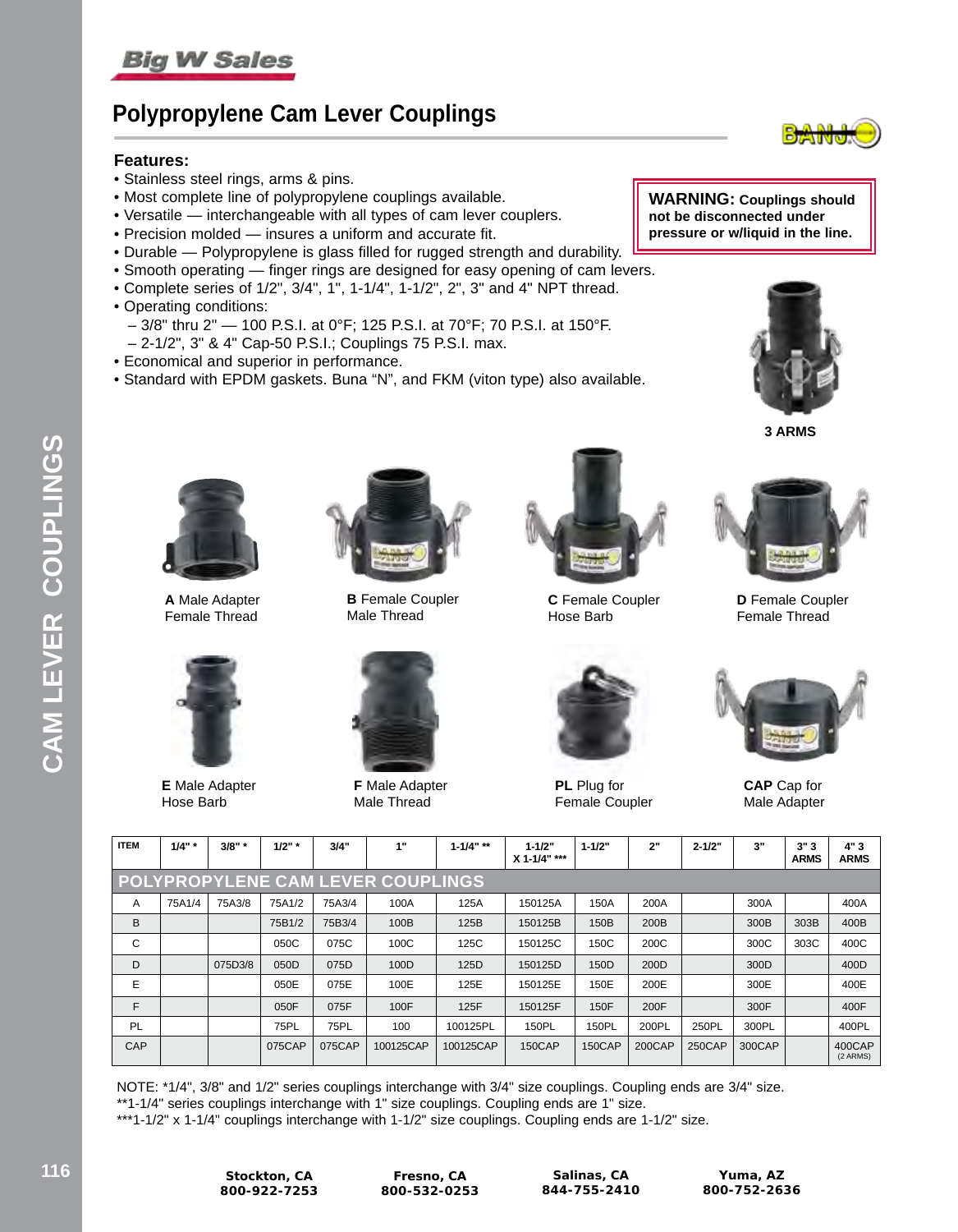# Polypropylene Cam Lever Couplings

**Features:**

- Stainless steel rings, arms & pins.
- Most complete line of polypropylene couplings available.
- Versatile — interchangeable with all types of cam lever couplers.
- Precision molded — insures a uniform and accurate fit.
- Durable — Polypropylene is glass filled for rugged strength and durability.
- Smooth operating — finger rings are designed for easy opening of cam levers.
- Complete series of 1/2", 3/4", 1", 1-1/4", 1-1/2", 2", 3" and 4" NPT thread.
- Operating conditions:
  – 3/8" thru 2" — 100 P.S.I. at 0°F; 125 P.S.I. at 70°F; 70 P.S.I. at 150°F.
  – 2-1/2", 3" & 4" Cap-50 P.S.I.; Couplings 75 P.S.I. max.
- Economical and superior in performance.
- Standard with EPDM gaskets. Buna "N", and FKM (viton type) also available.

**WARNING: Couplings should not be disconnected under pressure or w/liquid in the line.**

3 ARMS

**A** Male Adapter Female Thread

**B** Female Coupler Male Thread

**C** Female Coupler Hose Barb

**D** Female Coupler Female Thread

**E** Male Adapter Hose Barb

**F** Male Adapter Male Thread

**PL** Plug for Female Coupler

**CAP** Cap for Male Adapter

| ITEM | 1/4" * | 3/8" * | 1/2" * | 3/4" | 1" | 1-1/4" ** | 1-1/2" X 1-1/4" *** | 1-1/2" | 2" | 2-1/2" | 3" | 3" 3 ARMS | 4" 3 ARMS |
|---|---|---|---|---|---|---|---|---|---|---|---|---|---|
| **POLYPROPYLENE CAM LEVER COUPLINGS** | | | | | | | | | | | | | |
| A | 75A1/4 | 75A3/8 | 75A1/2 | 75A3/4 | 100A | 125A | 150125A | 150A | 200A | | 300A | | 400A |
| B | | | 75B1/2 | 75B3/4 | 100B | 125B | 150125B | 150B | 200B | | 300B | 303B | 400B |
| C | | | 050C | 075C | 100C | 125C | 150125C | 150C | 200C | | 300C | 303C | 400C |
| D | | 075D3/8 | 050D | 075D | 100D | 125D | 150125D | 150D | 200D | | 300D | | 400D |
| E | | | 050E | 075E | 100E | 125E | 150125E | 150E | 200E | | 300E | | 400E |
| F | | | 050F | 075F | 100F | 125F | 150125F | 150F | 200F | | 300F | | 400F |
| PL | | | 75PL | 75PL | 100 | 100125PL | 150PL | 150PL | 200PL | 250PL | 300PL | | 400PL |
| CAP | | | 075CAP | 075CAP | 100125CAP | 100125CAP | 150CAP | 150CAP | 200CAP | 250CAP | 300CAP | | 400CAP (2 ARMS) |

NOTE: *1/4", 3/8" and 1/2" series couplings interchange with 3/4" size couplings. Coupling ends are 3/4" size.
**1-1/4" series couplings interchange with 1" size couplings. Coupling ends are 1" size.
***1-1/2" x 1-1/4" couplings interchange with 1-1/2" size couplings. Coupling ends are 1-1/2" size.

**Stockton, CA** 800-922-7253 | **Fresno, CA** 800-532-0253 | **Salinas, CA** 844-755-2410 | **Yuma, AZ** 800-752-2636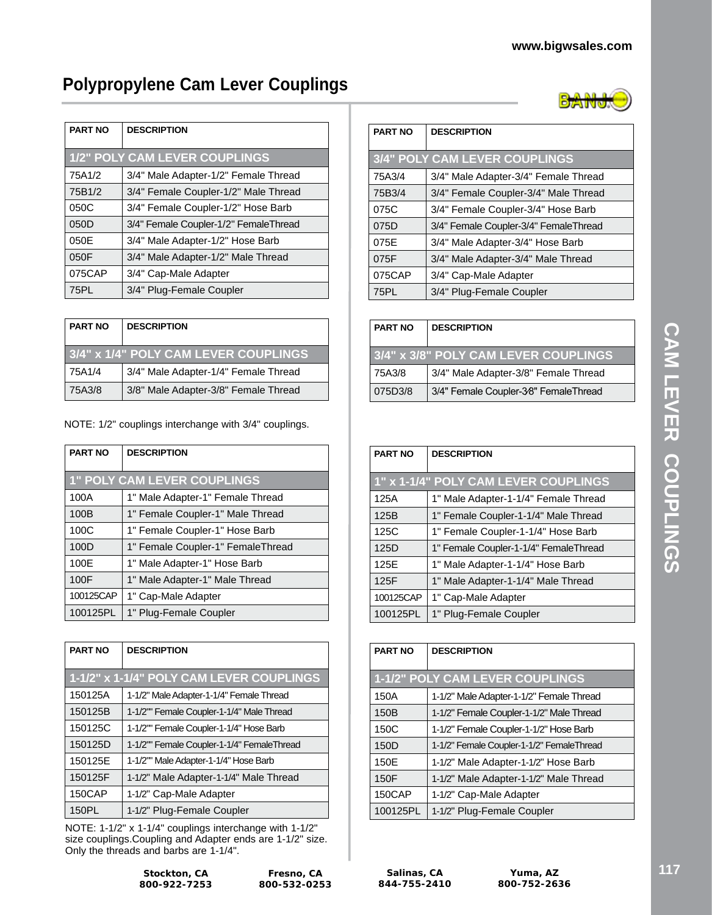# Polypropylene Cam Lever Couplings

| PART NO | DESCRIPTION |
|---|---|
| **1/2" POLY CAM LEVER COUPLINGS** | |
| 75A1/2 | 3/4" Male Adapter-1/2" Female Thread |
| 75B1/2 | 3/4" Female Coupler-1/2" Male Thread |
| 050C | 3/4" Female Coupler-1/2" Hose Barb |
| 050D | 3/4" Female Coupler-1/2" FemaleThread |
| 050E | 3/4" Male Adapter-1/2" Hose Barb |
| 050F | 3/4" Male Adapter-1/2" Male Thread |
| 075CAP | 3/4" Cap-Male Adapter |
| 75PL | 3/4" Plug-Female Coupler |

| PART NO | DESCRIPTION |
|---|---|
| **3/4" x 1/4" POLY CAM LEVER COUPLINGS** | |
| 75A1/4 | 3/4" Male Adapter-1/4" Female Thread |
| 75A3/8 | 3/8" Male Adapter-3/8" Female Thread |

NOTE: 1/2" couplings interchange with 3/4" couplings.

| PART NO | DESCRIPTION |
|---|---|
| **1" POLY CAM LEVER COUPLINGS** | |
| 100A | 1" Male Adapter-1" Female Thread |
| 100B | 1" Female Coupler-1" Male Thread |
| 100C | 1" Female Coupler-1" Hose Barb |
| 100D | 1" Female Coupler-1" FemaleThread |
| 100E | 1" Male Adapter-1" Hose Barb |
| 100F | 1" Male Adapter-1" Male Thread |
| 100125CAP | 1" Cap-Male Adapter |
| 100125PL | 1" Plug-Female Coupler |

| PART NO | DESCRIPTION |
|---|---|
| **1-1/2" x 1-1/4" POLY CAM LEVER COUPLINGS** | |
| 150125A | 1-1/2" Male Adapter-1-1/4" Female Thread |
| 150125B | 1-1/2"" Female Coupler-1-1/4" Male Thread |
| 150125C | 1-1/2"" Female Coupler-1-1/4" Hose Barb |
| 150125D | 1-1/2"" Female Coupler-1-1/4" FemaleThread |
| 150125E | 1-1/2"" Male Adapter-1-1/4" Hose Barb |
| 150125F | 1-1/2" Male Adapter-1-1/4" Male Thread |
| 150CAP | 1-1/2" Cap-Male Adapter |
| 150PL | 1-1/2" Plug-Female Coupler |

NOTE: 1-1/2" x 1-1/4" couplings interchange with 1-1/2" size couplings.Coupling and Adapter ends are 1-1/2" size. Only the threads and barbs are 1-1/4".

| PART NO | DESCRIPTION |
|---|---|
| **3/4" POLY CAM LEVER COUPLINGS** | |
| 75A3/4 | 3/4" Male Adapter-3/4" Female Thread |
| 75B3/4 | 3/4" Female Coupler-3/4" Male Thread |
| 075C | 3/4" Female Coupler-3/4" Hose Barb |
| 075D | 3/4" Female Coupler-3/4" FemaleThread |
| 075E | 3/4" Male Adapter-3/4" Hose Barb |
| 075F | 3/4" Male Adapter-3/4" Male Thread |
| 075CAP | 3/4" Cap-Male Adapter |
| 75PL | 3/4" Plug-Female Coupler |

| PART NO | DESCRIPTION |
|---|---|
| **3/4" x 3/8" POLY CAM LEVER COUPLINGS** | |
| 75A3/8 | 3/4" Male Adapter-3/8" Female Thread |
| 075D3/8 | 3/4" Female Coupler-3⁄8" FemaleThread |

| PART NO | DESCRIPTION |
|---|---|
| **1" x 1-1/4" POLY CAM LEVER COUPLINGS** | |
| 125A | 1" Male Adapter-1-1/4" Female Thread |
| 125B | 1" Female Coupler-1-1/4" Male Thread |
| 125C | 1" Female Coupler-1-1/4" Hose Barb |
| 125D | 1" Female Coupler-1-1/4" FemaleThread |
| 125E | 1" Male Adapter-1-1/4" Hose Barb |
| 125F | 1" Male Adapter-1-1/4" Male Thread |
| 100125CAP | 1" Cap-Male Adapter |
| 100125PL | 1" Plug-Female Coupler |

| PART NO | DESCRIPTION |
|---|---|
| **1-1/2" POLY CAM LEVER COUPLINGS** | |
| 150A | 1-1/2" Male Adapter-1-1/2" Female Thread |
| 150B | 1-1/2" Female Coupler-1-1/2" Male Thread |
| 150C | 1-1/2" Female Coupler-1-1/2" Hose Barb |
| 150D | 1-1/2" Female Coupler-1-1/2" FemaleThread |
| 150E | 1-1/2" Male Adapter-1-1/2" Hose Barb |
| 150F | 1-1/2" Male Adapter-1-1/2" Male Thread |
| 150CAP | 1-1/2" Cap-Male Adapter |
| 100125PL | 1-1/2" Plug-Female Coupler |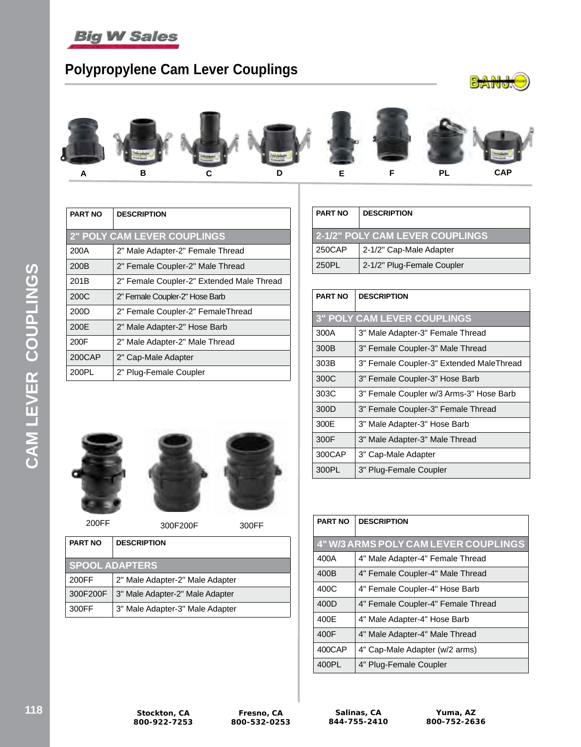# Polypropylene Cam Lever Couplings

A B C D E F PL CAP

| PART NO | DESCRIPTION |
|---|---|
| **2" POLY CAM LEVER COUPLINGS** | |
| 200A | 2" Male Adapter-2" Female Thread |
| 200B | 2" Female Coupler-2" Male Thread |
| 201B | 2" Female Coupler-2" Extended Male Thread |
| 200C | 2" Female Coupler-2" Hose Barb |
| 200D | 2" Female Coupler-2" FemaleThread |
| 200E | 2" Male Adapter-2" Hose Barb |
| 200F | 2" Male Adapter-2" Male Thread |
| 200CAP | 2" Cap-Male Adapter |
| 200PL | 2" Plug-Female Coupler |

200FF 300F200F 300FF

| PART NO | DESCRIPTION |
|---|---|
| **SPOOL ADAPTERS** | |
| 200FF | 2" Male Adapter-2" Male Adapter |
| 300F200F | 3" Male Adapter-2" Male Adapter |
| 300FF | 3" Male Adapter-3" Male Adapter |

| PART NO | DESCRIPTION |
|---|---|
| **2-1/2" POLY CAM LEVER COUPLINGS** | |
| 250CAP | 2-1/2" Cap-Male Adapter |
| 250PL | 2-1/2" Plug-Female Coupler |

| PART NO | DESCRIPTION |
|---|---|
| **3" POLY CAM LEVER COUPLINGS** | |
| 300A | 3" Male Adapter-3" Female Thread |
| 300B | 3" Female Coupler-3" Male Thread |
| 303B | 3" Female Coupler-3" Extended MaleThread |
| 300C | 3" Female Coupler-3" Hose Barb |
| 303C | 3" Female Coupler w/3 Arms-3" Hose Barb |
| 300D | 3" Female Coupler-3" Female Thread |
| 300E | 3" Male Adapter-3" Hose Barb |
| 300F | 3" Male Adapter-3" Male Thread |
| 300CAP | 3" Cap-Male Adapter |
| 300PL | 3" Plug-Female Coupler |

| PART NO | DESCRIPTION |
|---|---|
| **4" W/3 ARMS POLY CAM LEVER COUPLINGS** | |
| 400A | 4" Male Adapter-4" Female Thread |
| 400B | 4" Female Coupler-4" Male Thread |
| 400C | 4" Female Coupler-4" Hose Barb |
| 400D | 4" Female Coupler-4" Female Thread |
| 400E | 4" Male Adapter-4" Hose Barb |
| 400F | 4" Male Adapter-4" Male Thread |
| 400CAP | 4" Cap-Male Adapter (w/2 arms) |
| 400PL | 4" Plug-Female Coupler |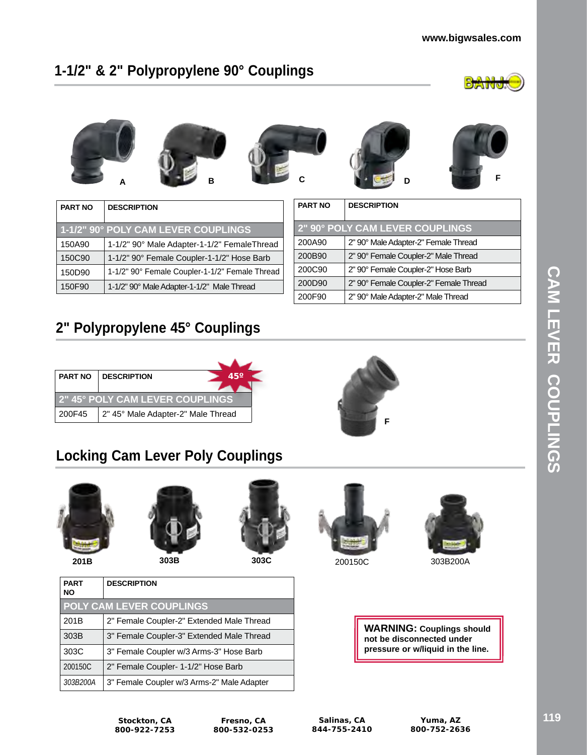## 1-1/2" & 2" Polypropylene 90° Couplings

A B C D F

| PART NO | DESCRIPTION |
|---|---|
| **1-1/2" 90° POLY CAM LEVER COUPLINGS** | |
| 150A90 | 1-1/2" 90° Male Adapter-1-1/2" FemaleThread |
| 150C90 | 1-1/2" 90° Female Coupler-1-1/2" Hose Barb |
| 150D90 | 1-1/2" 90° Female Coupler-1-1/2" Female Thread |
| 150F90 | 1-1/2" 90° Male Adapter-1-1/2" Male Thread |

| PART NO | DESCRIPTION |
|---|---|
| **2" 90° POLY CAM LEVER COUPLINGS** | |
| 200A90 | 2" 90° Male Adapter-2" Female Thread |
| 200B90 | 2" 90° Female Coupler-2" Male Thread |
| 200C90 | 2" 90° Female Coupler-2" Hose Barb |
| 200D90 | 2" 90° Female Coupler-2" Female Thread |
| 200F90 | 2" 90° Male Adapter-2" Male Thread |

## 2" Polypropylene 45° Couplings

45º

| PART NO | DESCRIPTION |
|---|---|
| **2" 45° POLY CAM LEVER COUPLINGS** | |
| 200F45 | 2" 45° Male Adapter-2" Male Thread |

F

## Locking Cam Lever Poly Couplings

201B 303B 303C 200150C 303B200A

| PART NO | DESCRIPTION |
|---|---|
| **POLY CAM LEVER COUPLINGS** | |
| 201B | 2" Female Coupler-2" Extended Male Thread |
| 303B | 3" Female Coupler-3" Extended Male Thread |
| 303C | 3" Female Coupler w/3 Arms-3" Hose Barb |
| 200150C | 2" Female Coupler- 1-1/2" Hose Barb |
| 303B200A | 3" Female Coupler w/3 Arms-2" Male Adapter |

**WARNING: Couplings should not be disconnected under pressure or w/liquid in the line.**

CAM LEVER COUPLINGS

**Stockton, CA** 800-922-7253 | **Fresno, CA** 800-532-0253 | **Salinas, CA** 844-755-2410 | **Yuma, AZ** 800-752-2636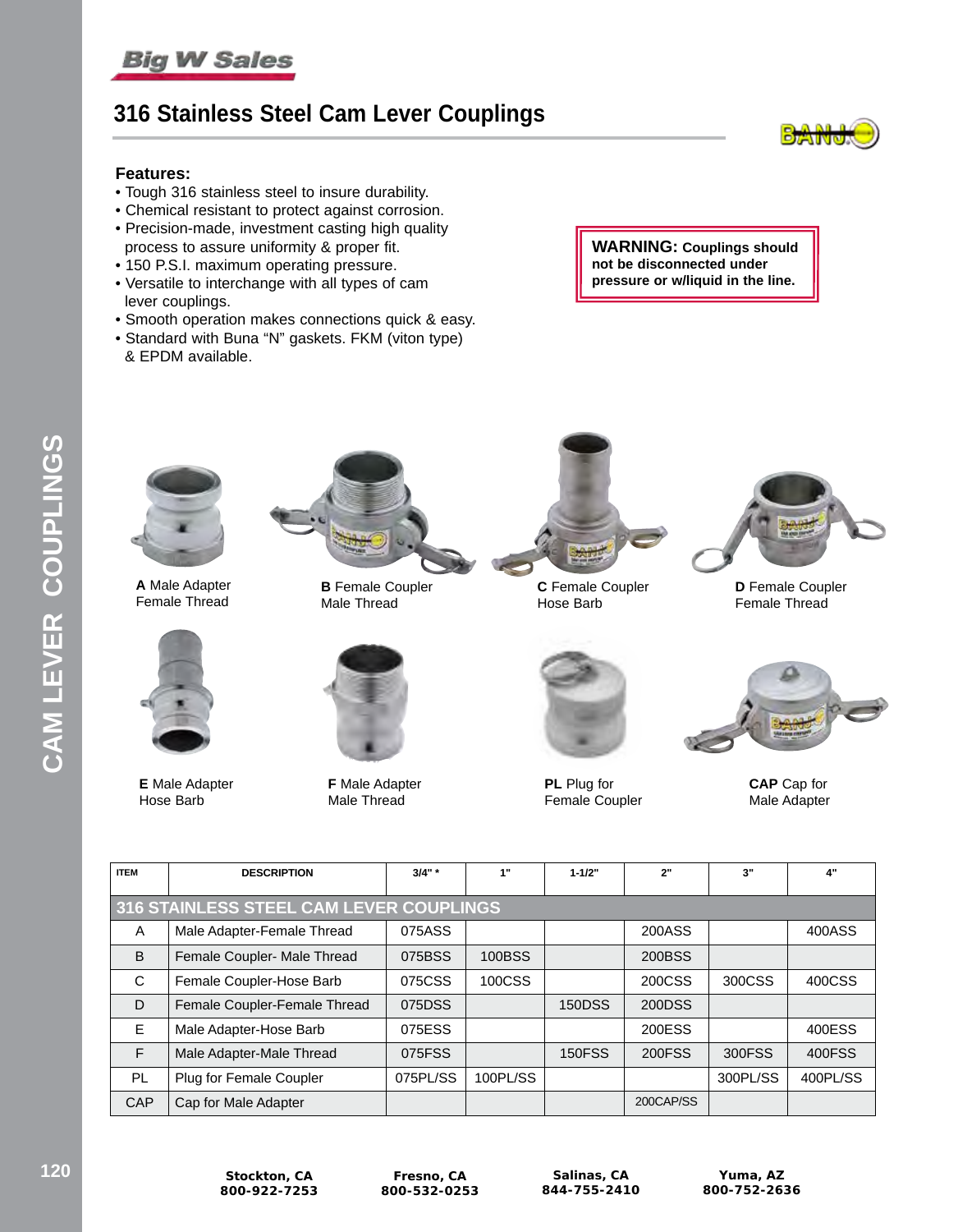# 316 Stainless Steel Cam Lever Couplings

**Features:**

- Tough 316 stainless steel to insure durability.
- Chemical resistant to protect against corrosion.
- Precision-made, investment casting high quality process to assure uniformity & proper fit.
- 150 P.S.I. maximum operating pressure.
- Versatile to interchange with all types of cam lever couplings.
- Smooth operation makes connections quick & easy.
- Standard with Buna "N" gaskets. FKM (viton type) & EPDM available.

**WARNING: Couplings should not be disconnected under pressure or w/liquid in the line.**

**A** Male Adapter Female Thread

**B** Female Coupler Male Thread

**C** Female Coupler Hose Barb

**D** Female Coupler Female Thread

**E** Male Adapter Hose Barb

**F** Male Adapter Male Thread

**PL** Plug for Female Coupler

**CAP** Cap for Male Adapter

| ITEM | DESCRIPTION | 3/4" * | 1" | 1-1/2" | 2" | 3" | 4" |
|---|---|---|---|---|---|---|---|
| **316 STAINLESS STEEL CAM LEVER COUPLINGS** | | | | | | | |
| A | Male Adapter-Female Thread | 075ASS | | | 200ASS | | 400ASS |
| B | Female Coupler- Male Thread | 075BSS | 100BSS | | 200BSS | | |
| C | Female Coupler-Hose Barb | 075CSS | 100CSS | | 200CSS | 300CSS | 400CSS |
| D | Female Coupler-Female Thread | 075DSS | | 150DSS | 200DSS | | |
| E | Male Adapter-Hose Barb | 075ESS | | | 200ESS | | 400ESS |
| F | Male Adapter-Male Thread | 075FSS | | 150FSS | 200FSS | 300FSS | 400FSS |
| PL | Plug for Female Coupler | 075PL/SS | 100PL/SS | | | 300PL/SS | 400PL/SS |
| CAP | Cap for Male Adapter | | | | 200CAP/SS | | |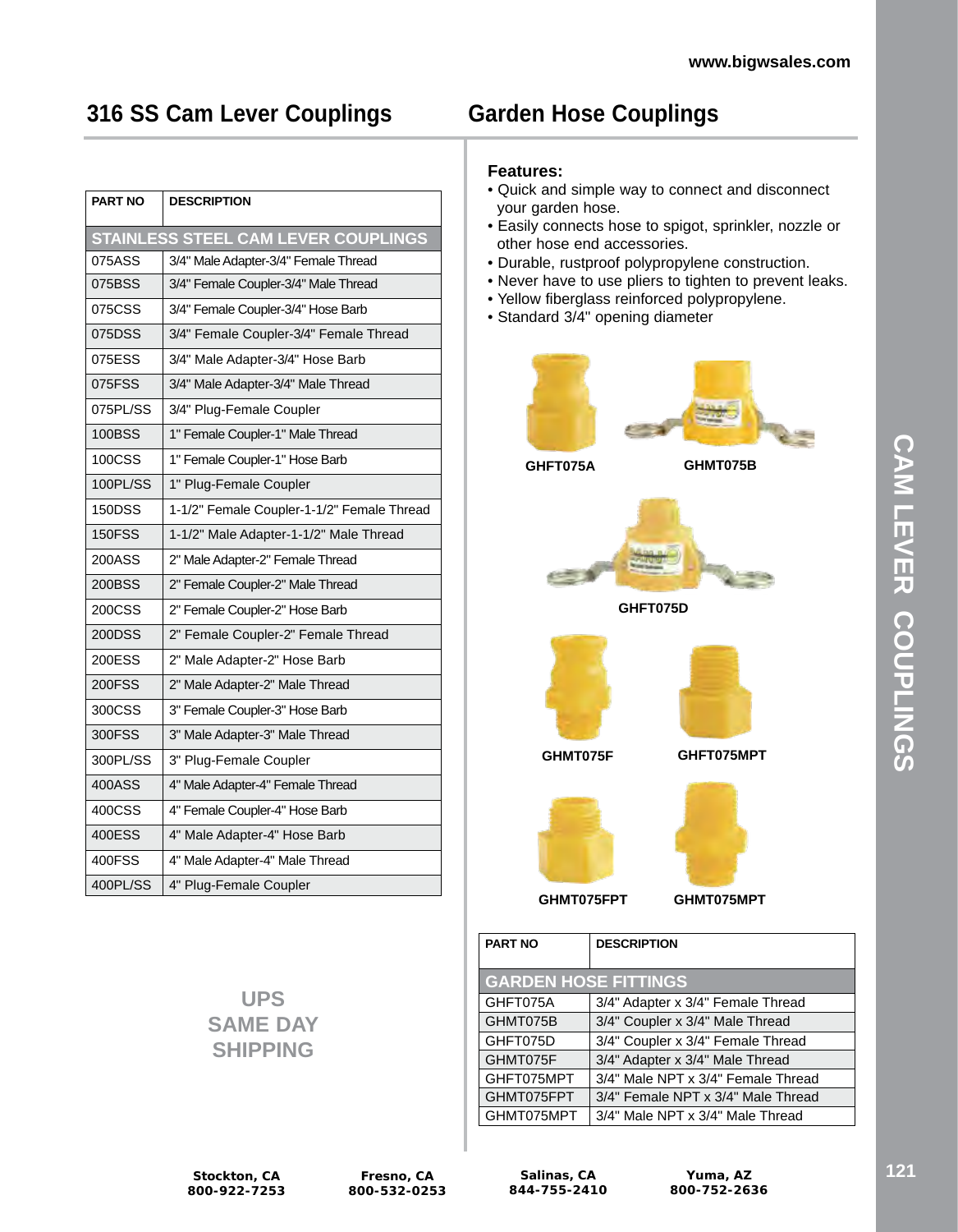## 316 SS Cam Lever Couplings

| PART NO | DESCRIPTION |
|---|---|
| **STAINLESS STEEL CAM LEVER COUPLINGS** | |
| 075ASS | 3/4" Male Adapter-3/4" Female Thread |
| 075BSS | 3/4" Female Coupler-3/4" Male Thread |
| 075CSS | 3/4" Female Coupler-3/4" Hose Barb |
| 075DSS | 3/4" Female Coupler-3/4" Female Thread |
| 075ESS | 3/4" Male Adapter-3/4" Hose Barb |
| 075FSS | 3/4" Male Adapter-3/4" Male Thread |
| 075PL/SS | 3/4" Plug-Female Coupler |
| 100BSS | 1" Female Coupler-1" Male Thread |
| 100CSS | 1" Female Coupler-1" Hose Barb |
| 100PL/SS | 1" Plug-Female Coupler |
| 150DSS | 1-1/2" Female Coupler-1-1/2" Female Thread |
| 150FSS | 1-1/2" Male Adapter-1-1/2" Male Thread |
| 200ASS | 2" Male Adapter-2" Female Thread |
| 200BSS | 2" Female Coupler-2" Male Thread |
| 200CSS | 2" Female Coupler-2" Hose Barb |
| 200DSS | 2" Female Coupler-2" Female Thread |
| 200ESS | 2" Male Adapter-2" Hose Barb |
| 200FSS | 2" Male Adapter-2" Male Thread |
| 300CSS | 3" Female Coupler-3" Hose Barb |
| 300FSS | 3" Male Adapter-3" Male Thread |
| 300PL/SS | 3" Plug-Female Coupler |
| 400ASS | 4" Male Adapter-4" Female Thread |
| 400CSS | 4" Female Coupler-4" Hose Barb |
| 400ESS | 4" Male Adapter-4" Hose Barb |
| 400FSS | 4" Male Adapter-4" Male Thread |
| 400PL/SS | 4" Plug-Female Coupler |

**UPS SAME DAY SHIPPING**

## Garden Hose Couplings

**Features:**

- Quick and simple way to connect and disconnect your garden hose.
- Easily connects hose to spigot, sprinkler, nozzle or other hose end accessories.
- Durable, rustproof polypropylene construction.
- Never have to use pliers to tighten to prevent leaks.
- Yellow fiberglass reinforced polypropylene.
- Standard 3/4" opening diameter

GHFT075A

GHMT075B

GHFT075D

GHMT075F

GHFT075MPT

GHMT075FPT

GHMT075MPT

| PART NO | DESCRIPTION |
|---|---|
| **GARDEN HOSE FITTINGS** | |
| GHFT075A | 3/4" Adapter x 3/4" Female Thread |
| GHMT075B | 3/4" Coupler x 3/4" Male Thread |
| GHFT075D | 3/4" Coupler x 3/4" Female Thread |
| GHMT075F | 3/4" Adapter x 3/4" Male Thread |
| GHFT075MPT | 3/4" Male NPT x 3/4" Female Thread |
| GHMT075FPT | 3/4" Female NPT x 3/4" Male Thread |
| GHMT075MPT | 3/4" Male NPT x 3/4" Male Thread |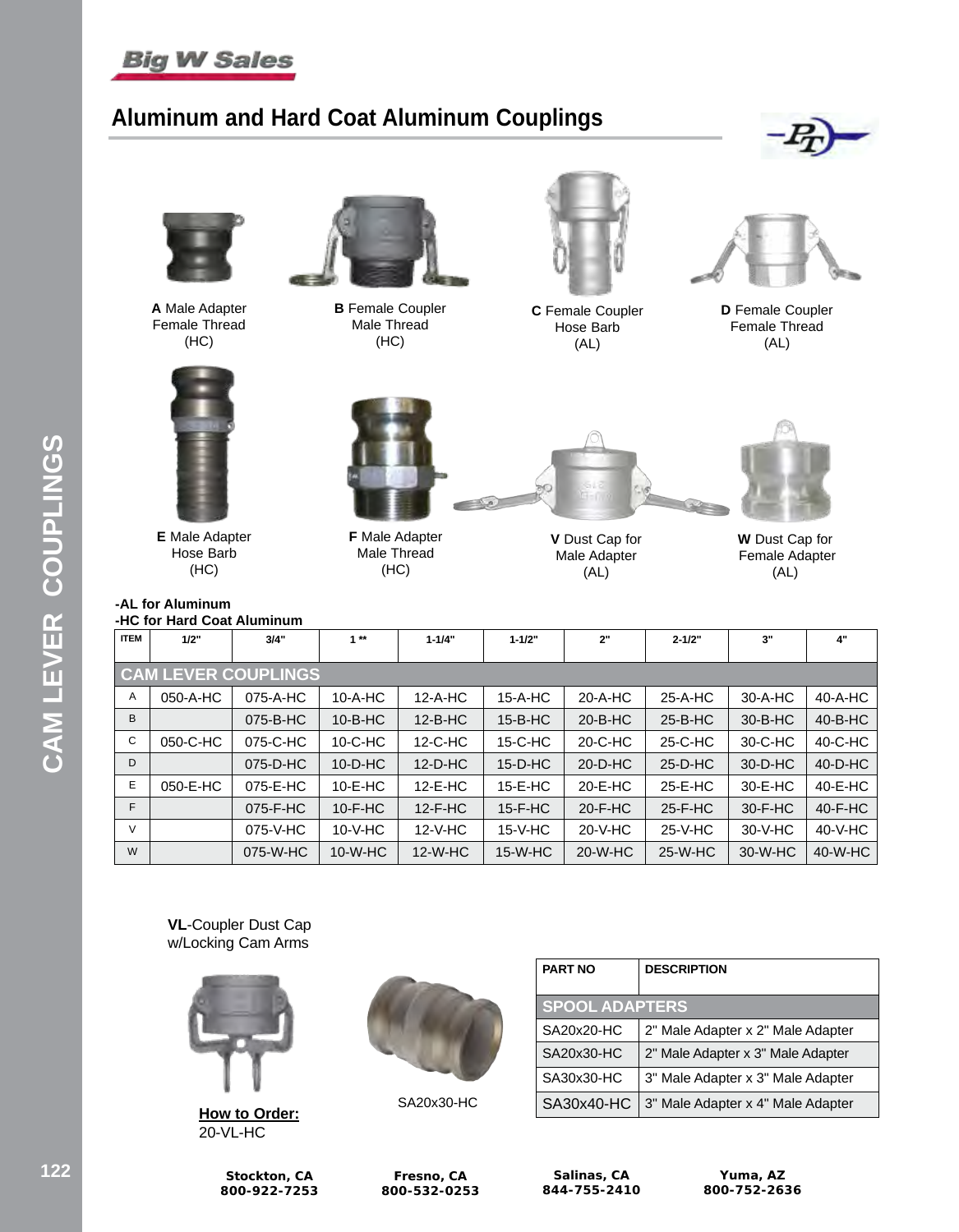## Aluminum and Hard Coat Aluminum Couplings

**A** Male Adapter
Female Thread
(HC)

**B** Female Coupler
Male Thread
(HC)

**C** Female Coupler
Hose Barb
(AL)

**D** Female Coupler
Female Thread
(AL)

**E** Male Adapter
Hose Barb
(HC)

**F** Male Adapter
Male Thread
(HC)

**V** Dust Cap for
Male Adapter
(AL)

**W** Dust Cap for
Female Adapter
(AL)

**-AL for Aluminum**
**-HC for Hard Coat Aluminum**

| ITEM | 1/2" | 3/4" | 1 ** | 1-1/4" | 1-1/2" | 2" | 2-1/2" | 3" | 4" |
|---|---|---|---|---|---|---|---|---|---|
| **CAM LEVER COUPLINGS** | | | | | | | | | |
| A | 050-A-HC | 075-A-HC | 10-A-HC | 12-A-HC | 15-A-HC | 20-A-HC | 25-A-HC | 30-A-HC | 40-A-HC |
| B | | 075-B-HC | 10-B-HC | 12-B-HC | 15-B-HC | 20-B-HC | 25-B-HC | 30-B-HC | 40-B-HC |
| C | 050-C-HC | 075-C-HC | 10-C-HC | 12-C-HC | 15-C-HC | 20-C-HC | 25-C-HC | 30-C-HC | 40-C-HC |
| D | | 075-D-HC | 10-D-HC | 12-D-HC | 15-D-HC | 20-D-HC | 25-D-HC | 30-D-HC | 40-D-HC |
| E | 050-E-HC | 075-E-HC | 10-E-HC | 12-E-HC | 15-E-HC | 20-E-HC | 25-E-HC | 30-E-HC | 40-E-HC |
| F | | 075-F-HC | 10-F-HC | 12-F-HC | 15-F-HC | 20-F-HC | 25-F-HC | 30-F-HC | 40-F-HC |
| V | | 075-V-HC | 10-V-HC | 12-V-HC | 15-V-HC | 20-V-HC | 25-V-HC | 30-V-HC | 40-V-HC |
| W | | 075-W-HC | 10-W-HC | 12-W-HC | 15-W-HC | 20-W-HC | 25-W-HC | 30-W-HC | 40-W-HC |

**VL**-Coupler Dust Cap
w/Locking Cam Arms

**How to Order:**
20-VL-HC

SA20x30-HC

| PART NO | DESCRIPTION |
|---|---|
| **SPOOL ADAPTERS** | |
| SA20x20-HC | 2" Male Adapter x 2" Male Adapter |
| SA20x30-HC | 2" Male Adapter x 3" Male Adapter |
| SA30x30-HC | 3" Male Adapter x 3" Male Adapter |
| SA30x40-HC | 3" Male Adapter x 4" Male Adapter |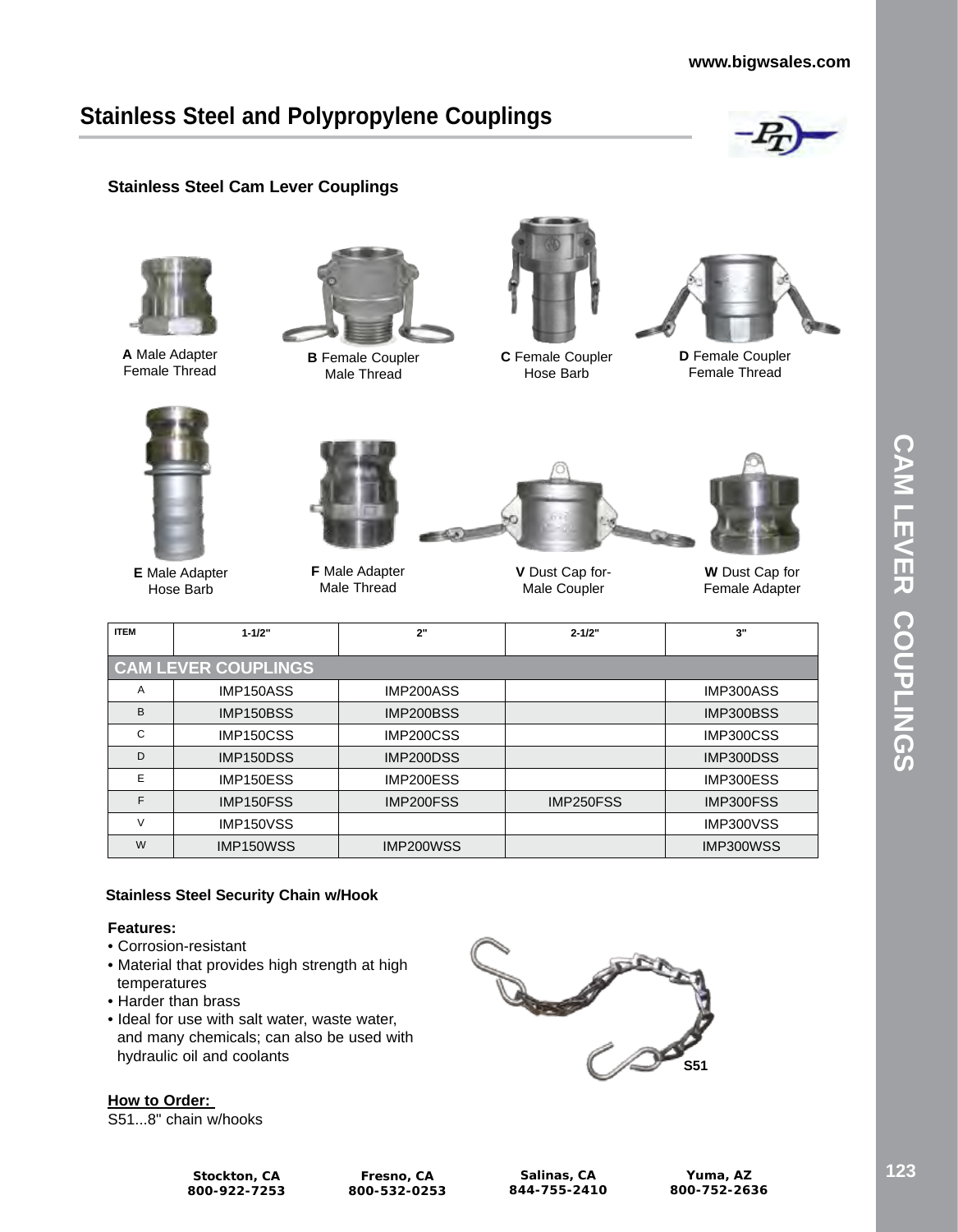## Stainless Steel and Polypropylene Couplings

### Stainless Steel Cam Lever Couplings

**A** Male Adapter Female Thread

**B** Female Coupler Male Thread

**C** Female Coupler Hose Barb

**D** Female Coupler Female Thread

**E** Male Adapter Hose Barb

**F** Male Adapter Male Thread

**V** Dust Cap for- Male Coupler

**W** Dust Cap for Female Adapter

| ITEM | 1-1/2" | 2" | 2-1/2" | 3" |
|---|---|---|---|---|
| **CAM LEVER COUPLINGS** | | | | |
| A | IMP150ASS | IMP200ASS | | IMP300ASS |
| B | IMP150BSS | IMP200BSS | | IMP300BSS |
| C | IMP150CSS | IMP200CSS | | IMP300CSS |
| D | IMP150DSS | IMP200DSS | | IMP300DSS |
| E | IMP150ESS | IMP200ESS | | IMP300ESS |
| F | IMP150FSS | IMP200FSS | IMP250FSS | IMP300FSS |
| V | IMP150VSS | | | IMP300VSS |
| W | IMP150WSS | IMP200WSS | | IMP300WSS |

### Stainless Steel Security Chain w/Hook

**Features:**

- Corrosion-resistant
- Material that provides high strength at high temperatures
- Harder than brass
- Ideal for use with salt water, waste water, and many chemicals; can also be used with hydraulic oil and coolants

S51

**How to Order:**

S51...8" chain w/hooks

Stockton, CA 800-922-7253 | Fresno, CA 800-532-0253 | Salinas, CA 844-755-2410 | Yuma, AZ 800-752-2636